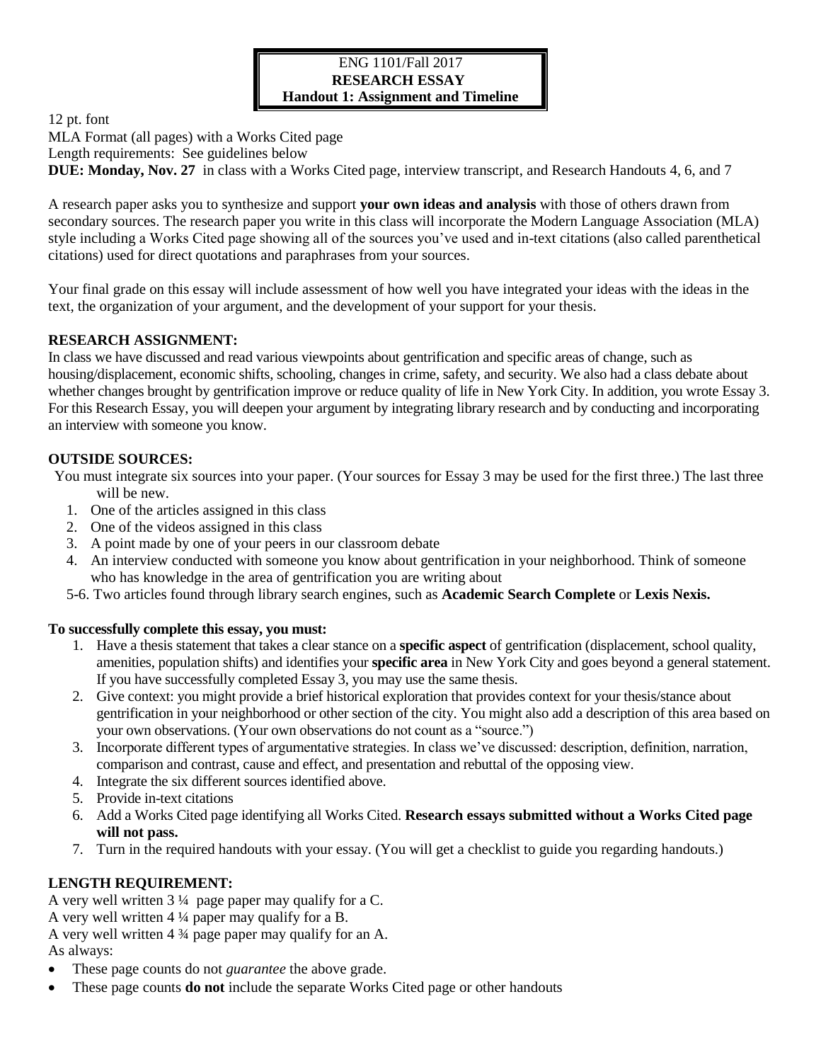**ENG 1101/Fall 2017**
**RESEARCH ESSAY**
**Handout 1: Assignment and Timeline**

12 pt. font
MLA Format (all pages) with a Works Cited page
Length requirements: See guidelines below
**DUE: Monday, Nov. 27** in class with a Works Cited page, interview transcript, and Research Handouts 4, 6, and 7

A research paper asks you to synthesize and support **your own ideas and analysis** with those of others drawn from secondary sources. The research paper you write in this class will incorporate the Modern Language Association (MLA) style including a Works Cited page showing all of the sources you've used and in-text citations (also called parenthetical citations) used for direct quotations and paraphrases from your sources.

Your final grade on this essay will include assessment of how well you have integrated your ideas with the ideas in the text, the organization of your argument, and the development of your support for your thesis.

**RESEARCH ASSIGNMENT:**
In class we have discussed and read various viewpoints about gentrification and specific areas of change, such as housing/displacement, economic shifts, schooling, changes in crime, safety, and security. We also had a class debate about whether changes brought by gentrification improve or reduce quality of life in New York City. In addition, you wrote Essay 3. For this Research Essay, you will deepen your argument by integrating library research and by conducting and incorporating an interview with someone you know.

**OUTSIDE SOURCES:**
You must integrate six sources into your paper. (Your sources for Essay 3 may be used for the first three.) The last three will be new.

1. One of the articles assigned in this class
2. One of the videos assigned in this class
3. A point made by one of your peers in our classroom debate
4. An interview conducted with someone you know about gentrification in your neighborhood. Think of someone who has knowledge in the area of gentrification you are writing about

5-6. Two articles found through library search engines, such as **Academic Search Complete** or **Lexis Nexis.**

**To successfully complete this essay, you must:**

1. Have a thesis statement that takes a clear stance on a **specific aspect** of gentrification (displacement, school quality, amenities, population shifts) and identifies your **specific area** in New York City and goes beyond a general statement. If you have successfully completed Essay 3, you may use the same thesis.
2. Give context: you might provide a brief historical exploration that provides context for your thesis/stance about gentrification in your neighborhood or other section of the city. You might also add a description of this area based on your own observations. (Your own observations do not count as a "source.")
3. Incorporate different types of argumentative strategies. In class we've discussed: description, definition, narration, comparison and contrast, cause and effect, and presentation and rebuttal of the opposing view.
4. Integrate the six different sources identified above.
5. Provide in-text citations
6. Add a Works Cited page identifying all Works Cited. **Research essays submitted without a Works Cited page will not pass.**
7. Turn in the required handouts with your essay. (You will get a checklist to guide you regarding handouts.)

**LENGTH REQUIREMENT:**
A very well written 3 ¼ page paper may qualify for a C.
A very well written 4 ¼ paper may qualify for a B.
A very well written 4 ¾ page paper may qualify for an A.
As always:

- These page counts do not *guarantee* the above grade.
- These page counts **do not** include the separate Works Cited page or other handouts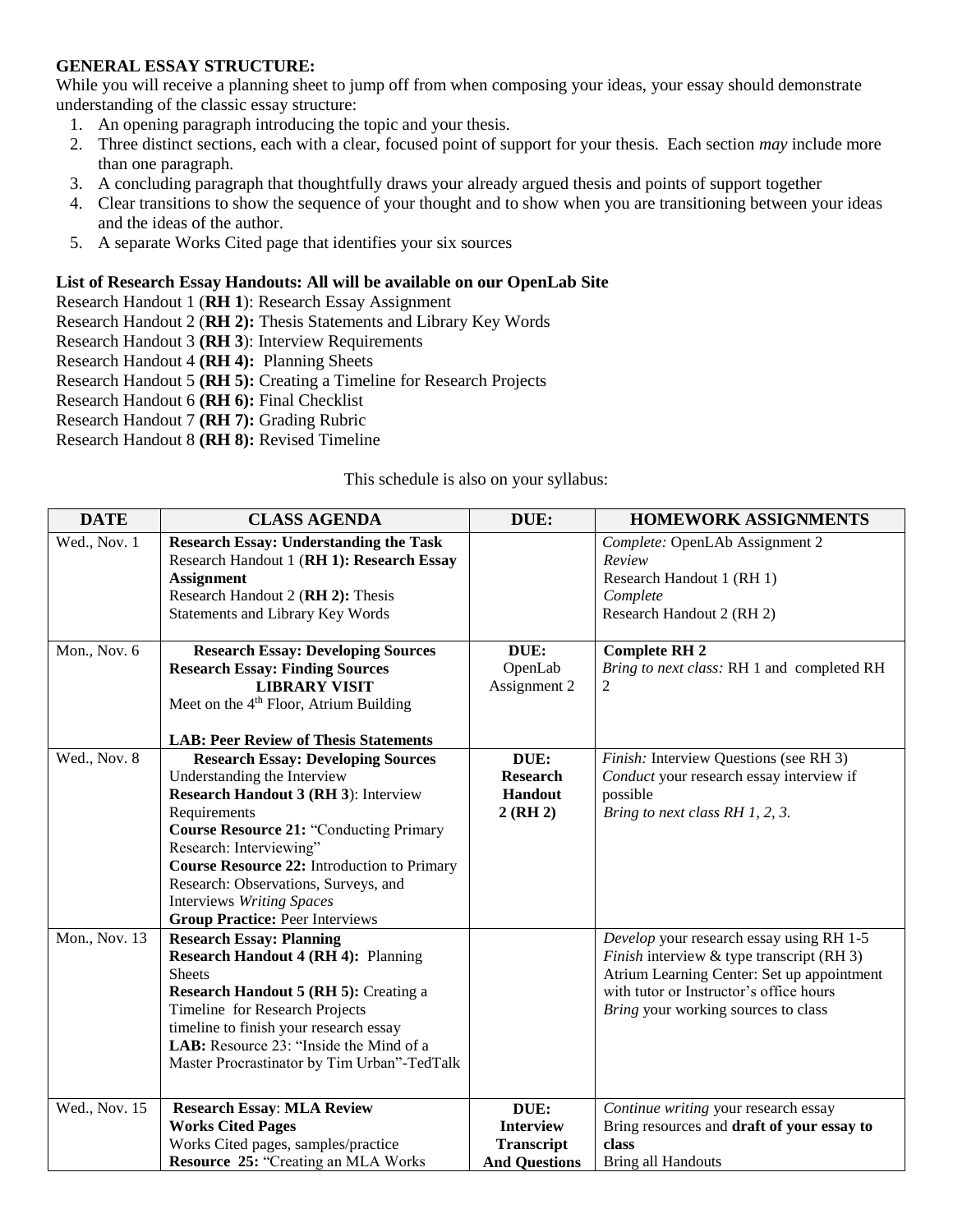**GENERAL ESSAY STRUCTURE:**

While you will receive a planning sheet to jump off from when composing your ideas, your essay should demonstrate understanding of the classic essay structure:

1. An opening paragraph introducing the topic and your thesis.
2. Three distinct sections, each with a clear, focused point of support for your thesis. Each section *may* include more than one paragraph.
3. A concluding paragraph that thoughtfully draws your already argued thesis and points of support together
4. Clear transitions to show the sequence of your thought and to show when you are transitioning between your ideas and the ideas of the author.
5. A separate Works Cited page that identifies your six sources

**List of Research Essay Handouts: All will be available on our OpenLab Site**

Research Handout 1 (**RH 1**): Research Essay Assignment
Research Handout 2 (**RH 2):** Thesis Statements and Library Key Words
Research Handout 3 **(RH 3**): Interview Requirements
Research Handout 4 **(RH 4):** Planning Sheets
Research Handout 5 **(RH 5):** Creating a Timeline for Research Projects
Research Handout 6 **(RH 6):** Final Checklist
Research Handout 7 **(RH 7):** Grading Rubric
Research Handout 8 **(RH 8):** Revised Timeline

This schedule is also on your syllabus:

| DATE | CLASS AGENDA | DUE: | HOMEWORK ASSIGNMENTS |
|---|---|---|---|
| Wed., Nov. 1 | **Research Essay: Understanding the Task**<br>Research Handout 1 (**RH 1): Research Essay Assignment**<br>Research Handout 2 (**RH 2):** Thesis Statements and Library Key Words | | *Complete:* OpenLAb Assignment 2<br>*Review*<br>Research Handout 1 (RH 1)<br>*Complete*<br>Research Handout 2 (RH 2) |
| Mon., Nov. 6 | **Research Essay: Developing Sources**<br>**Research Essay: Finding Sources**<br>**LIBRARY VISIT**<br>Meet on the 4th Floor, Atrium Building<br><br>**LAB: Peer Review of Thesis Statements** | **DUE:**<br>OpenLab Assignment 2 | **Complete RH 2**<br>*Bring to next class:* RH 1 and completed RH 2 |
| Wed., Nov. 8 | **Research Essay: Developing Sources**<br>Understanding the Interview<br>**Research Handout 3 (RH 3**): Interview Requirements<br>**Course Resource 21:** "Conducting Primary Research: Interviewing"<br>**Course Resource 22:** Introduction to Primary Research: Observations, Surveys, and Interviews *Writing Spaces*<br>**Group Practice:** Peer Interviews | **DUE:**<br>**Research Handout 2 (RH 2)** | *Finish:* Interview Questions (see RH 3)<br>*Conduct* your research essay interview if possible<br>*Bring to next class RH 1, 2, 3.* |
| Mon., Nov. 13 | **Research Essay: Planning**<br>**Research Handout 4 (RH 4):** Planning Sheets<br>**Research Handout 5 (RH 5):** Creating a Timeline for Research Projects<br>timeline to finish your research essay<br>**LAB:** Resource 23: "Inside the Mind of a Master Procrastinator by Tim Urban"-TedTalk | | *Develop* your research essay using RH 1-5<br>*Finish* interview & type transcript (RH 3)<br>Atrium Learning Center: Set up appointment with tutor or Instructor's office hours<br>*Bring* your working sources to class |
| Wed., Nov. 15 | **Research Essay**: **MLA Review**<br>**Works Cited Pages**<br>Works Cited pages, samples/practice<br>**Resource 25:** "Creating an MLA Works | **DUE:**<br>**Interview Transcript And Questions** | *Continue writing* your research essay<br>Bring resources and **draft of your essay to class**<br>Bring all Handouts |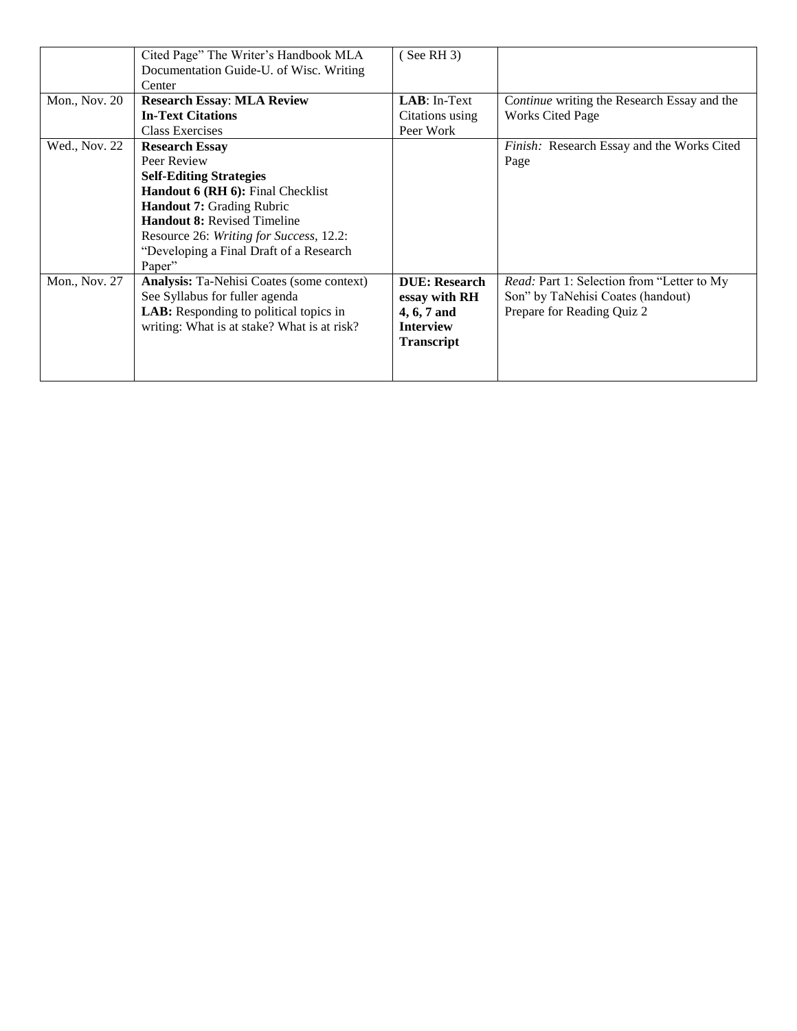| | | | |
|---|---|---|---|
| | Cited Page" The Writer's Handbook MLA Documentation Guide-U. of Wisc. Writing Center | ( See RH 3) | |
| Mon., Nov. 20 | **Research Essay**: **MLA Review**<br>**In-Text Citations**<br>Class Exercises | **LAB**: In-Text Citations using Peer Work | *Continue* writing the Research Essay and the Works Cited Page |
| Wed., Nov. 22 | **Research Essay**<br>Peer Review<br>**Self-Editing Strategies**<br>**Handout 6 (RH 6):** Final Checklist<br>**Handout 7:** Grading Rubric<br>**Handout 8:** Revised Timeline<br>Resource 26: *Writing for Success*, 12.2: "Developing a Final Draft of a Research Paper" | | *Finish:* Research Essay and the Works Cited Page |
| Mon., Nov. 27 | **Analysis:** Ta-Nehisi Coates (some context)<br>See Syllabus for fuller agenda<br>**LAB:** Responding to political topics in writing: What is at stake? What is at risk? | **DUE: Research essay with RH 4, 6, 7 and Interview Transcript** | *Read:* Part 1: Selection from "Letter to My Son" by TaNehisi Coates (handout)<br>Prepare for Reading Quiz 2 |